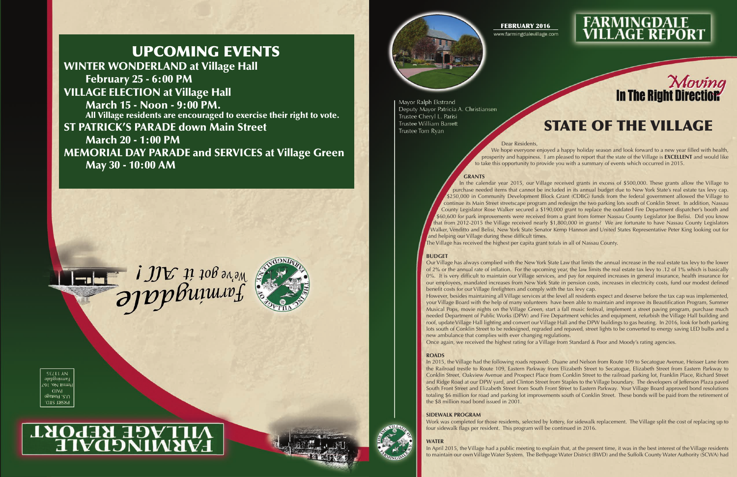# UPCOMING EVENTS

**WINTER WONDERLAND at Village Hall**
**February 25 - 6:00 PM**

**VILLAGE ELECTION at Village Hall**
**March 15 - Noon - 9:00 PM.**
**All Village residents are encouraged to exercise their right to vote.**

**ST PATRICK'S PARADE down Main Street**
**March 20 - 1:00 PM**

**MEMORIAL DAY PARADE and SERVICES at Village Green**
**May 30 - 10:00 AM**

*Farmingdale*
*We've got it ALL!*

PRSRT STD.
U.S. Postage
PAID
Permit No. 167
Farmingdale
NY 11735

FARMINGDALE VILLAGE REPORT

**FEBRUARY 2016**
www.farmingdalevillage.com

# FARMINGDALE VILLAGE REPORT

*Moving* In The Right Direction

Mayor Ralph Ekstrand
Deputy Mayor Patricia A. Christiansen
Trustee Cheryl L. Parisi
Trustee William Barrett
Trustee Tom Ryan

## STATE OF THE VILLAGE

Dear Residents,

We hope everyone enjoyed a happy holiday season and look forward to a new year filled with health, prosperity and happiness. I am pleased to report that the state of the Village is **EXCELLENT** and would like to take this opportunity to provide you with a summary of events which occurred in 2015.

**GRANTS**

In the calendar year 2015, our Village received grants in excess of $500,000. These grants allow the Village to purchase needed items that cannot be included in its annual budget due to New York State's real estate tax levy cap. $250,000 in Community Development Block Grant (CDBG) funds from the federal government allowed the Village to continue its Main Street streetscape program and redesign the two parking lots south of Conklin Street. In addition, Nassau County Legislator Rose Walker secured a $190,000 grant to replace the outdated Fire Department dispatcher's booth and $60,600 for park improvements were received from a grant from former Nassau County Legislator Joe Belisi. Did you know that from 2012-2015 the Village received nearly $1,800,000 in grants? We are fortunate to have Nassau County Legislators Walker, Venditto and Belisi, New York State Senator Kemp Hannon and United States Representative Peter King looking out for and helping our Village during these difficult times.

The Village has received the highest per capita grant totals in all of Nassau County.

**BUDGET**

Our Village has always complied with the New York State Law that limits the annual increase in the real estate tax levy to the lower of 2% or the annual rate of inflation. For the upcoming year, the law limits the real estate tax levy to .12 of 1% which is basically 0%. It is very difficult to maintain our Village services, and pay for required increases in general insurance, health insurance for our employees, mandated increases from New York State in pension costs, increases in electricity costs, fund our modest defined benefit costs for our Village firefighters and comply with the tax levy cap.

However, besides maintaining all Village services at the level all residents expect and deserve before the tax cap was implemented, your Village Board with the help of many volunteers have been able to maintain and improve its Beautification Program, Summer Musical Pops, movie nights on the Village Green, start a fall music festival, implement a street paving program, purchase much needed Department of Public Works (DPW) and Fire Department vehicles and equipment, refurbish the Village Hall building and roof, update Village Hall lighting and convert our Village Hall and the DPW buildings to gas heating. In 2016, look for both parking lots south of Conklin Street to be redesigned, regraded and repaved, street lights to be converted to energy saving LED bulbs and a new ambulance that complies with ever changing regulations.

Once again, we received the highest rating for a Village from Standard & Poor and Moody's rating agencies.

**ROADS**

In 2015, the Village had the following roads repaved: Duane and Nelson from Route 109 to Secatogue Avenue, Heisser Lane from the Railroad trestle to Route 109, Eastern Parkway from Elizabeth Street to Secatogue, Elizabeth Street from Eastern Parkway to Conklin Street, Oakview Avenue and Prospect Place from Conklin Street to the railroad parking lot, Franklin Place, Richard Street and Ridge Road at our DPW yard, and Clinton Street from Staples to the Village boundary. The developers of Jefferson Plaza paved South Front Street and Elizabeth Street from South Front Street to Eastern Parkway. Your Village Board approved bond resolutions totaling $6 million for road and parking lot improvements south of Conklin Street. These bonds will be paid from the retirement of the $8 million road bond issued in 2001.

**SIDEWALK PROGRAM**

Work was completed for those residents, selected by lottery, for sidewalk replacement. The Village split the cost of replacing up to four sidewalk flags per resident. This program will be continued in 2016.

**WATER**

In April 2015, the Village had a public meeting to explain that, at the present time, it was in the best interest of the Village residents to maintain our own Village Water System. The Bethpage Water District (BWD) and the Suffolk County Water Authority (SCWA) had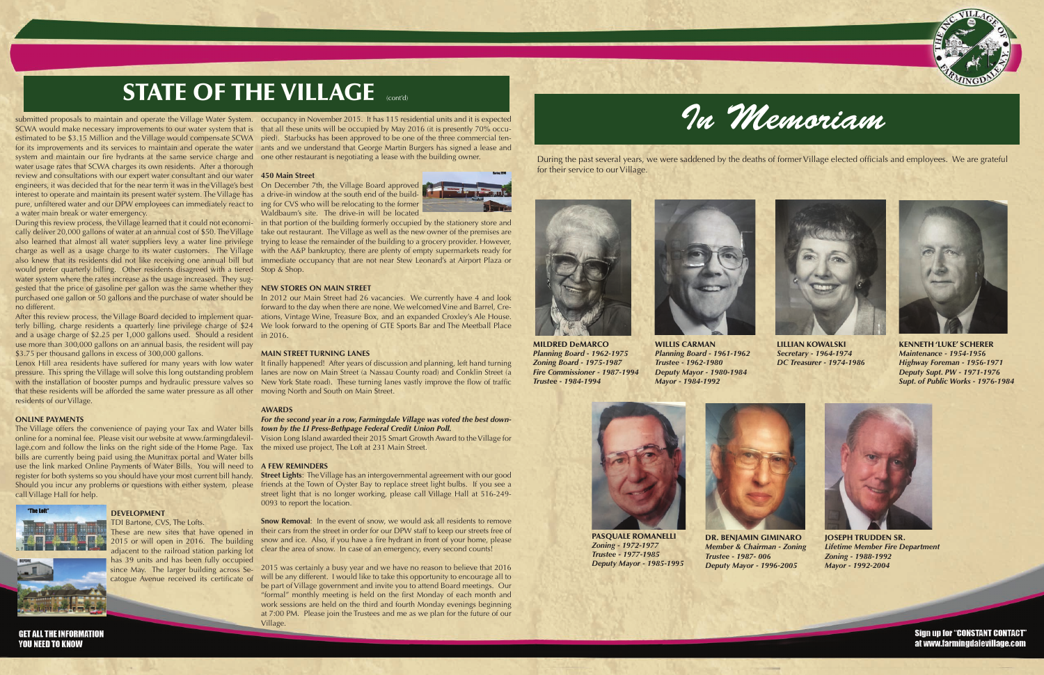# STATE OF THE VILLAGE (cont'd)

submitted proposals to maintain and operate the Village Water System. SCWA would make necessary improvements to our water system that is estimated to be $3.15 Million and the Village would compensate SCWA for its improvements and its services to maintain and operate the water system and maintain our fire hydrants at the same service charge and water usage rates that SCWA charges its own residents. After a thorough review and consultations with our expert water consultant and our water engineers, it was decided that for the near term it was in the Village's best interest to operate and maintain its present water system. The Village has pure, unfiltered water and our DPW employees can immediately react to a water main break or water emergency.

During this review process, the Village learned that it could not economically deliver 20,000 gallons of water at an annual cost of $50. The Village also learned that almost all water suppliers levy a water line privilege charge as well as a usage charge to its water customers. The Village also knew that its residents did not like receiving one annual bill but would prefer quarterly billing. Other residents disagreed with a tiered water system where the rates increase as the usage increased. They suggested that the price of gasoline per gallon was the same whether they purchased one gallon or 50 gallons and the purchase of water should be no different.

After this review process, the Village Board decided to implement quarterly billing, charge residents a quarterly line privilege charge of $24 and a usage charge of $2.25 per 1,000 gallons used. Should a resident use more than 300,000 gallons on an annual basis, the resident will pay $3.75 per thousand gallons in excess of 300,000 gallons.

Lenox Hill area residents have suffered for many years with low water pressure. This spring the Village will solve this long outstanding problem with the installation of booster pumps and hydraulic pressure valves so that these residents will be afforded the same water pressure as all other residents of our Village.

### ONLINE PAYMENTS

The Village offers the convenience of paying your Tax and Water bills online for a nominal fee. Please visit our website at www.farmingdalevillage.com and follow the links on the right side of the Home Page. Tax bills are currently being paid using the Munitrax portal and Water bills use the link marked Online Payments of Water Bills. You will need to register for both systems so you should have your most current bill handy. Should you incur any problems or questions with either system, please call Village Hall for help.

### DEVELOPMENT

TDI Bartone, CVS, The Lofts.

These are new sites that have opened in 2015 or will open in 2016. The building adjacent to the railroad station parking lot has 39 units and has been fully occupied since May. The larger building across Secatogue Avenue received its certificate of occupancy in November 2015. It has 115 residential units and it is expected that all these units will be occupied by May 2016 (it is presently 70% occupied). Starbucks has been approved to be one of the three commercial tenants and we understand that George Martin Burgers has signed a lease and one other restaurant is negotiating a lease with the building owner.

### 450 Main Street

On December 7th, the Village Board approved a drive-in window at the south end of the building for CVS who will be relocating to the former Waldbaum's site. The drive-in will be located in that portion of the building formerly occupied by the stationery store and take out restaurant. The Village as well as the new owner of the premises are trying to lease the remainder of the building to a grocery provider. However, with the A&P bankruptcy, there are plenty of empty supermarkets ready for immediate occupancy that are not near Stew Leonard's at Airport Plaza or Stop & Shop.

### NEW STORES ON MAIN STREET

In 2012 our Main Street had 26 vacancies. We currently have 4 and look forward to the day when there are none. We welcomed Vine and Barrel, Creations, Vintage Wine, Treasure Box, and an expanded Croxley's Ale House. We look forward to the opening of GTE Sports Bar and The Meetball Place in 2016.

### MAIN STREET TURNING LANES

It finally happened! After years of discussion and planning, left hand turning lanes are now on Main Street (a Nassau County road) and Conklin Street (a New York State road). These turning lanes vastly improve the flow of traffic moving North and South on Main Street.

### AWARDS

***For the second year in a row, Farmingdale Village was voted the best downtown by the LI Press-Bethpage Federal Credit Union Poll.***

Vision Long Island awarded their 2015 Smart Growth Award to the Village for the mixed use project, The Loft at 231 Main Street.

### A FEW REMINDERS

**Street Lights**: The Village has an intergovernmental agreement with our good friends at the Town of Oyster Bay to replace street light bulbs. If you see a street light that is no longer working, please call Village Hall at 516-249-0093 to report the location.

**Snow Removal**: In the event of snow, we would ask all residents to remove their cars from the street in order for our DPW staff to keep our streets free of snow and ice. Also, if you have a fire hydrant in front of your home, please clear the area of snow. In case of an emergency, every second counts!

2015 was certainly a busy year and we have no reason to believe that 2016 will be any different. I would like to take this opportunity to encourage all to be part of Village government and invite you to attend Board meetings. Our "formal" monthly meeting is held on the first Monday of each month and work sessions are held on the third and fourth Monday evenings beginning at 7:00 PM. Please join the Trustees and me as we plan for the future of our Village.

GET ALL THE INFORMATION YOU NEED TO KNOW

# In Memoriam

During the past several years, we were saddened by the deaths of former Village elected officials and employees. We are grateful for their service to our Village.

**MILDRED DeMARCO**
*Planning Board - 1962-1975*
*Zoning Board - 1975-1987*
*Fire Commissioner - 1987-1994*
*Trustee - 1984-1994*

**WILLIS CARMAN**
*Planning Board - 1961-1962*
*Trustee - 1962-1980*
*Deputy Mayor - 1980-1984*
*Mayor - 1984-1992*

**LILLIAN KOWALSKI**
*Secretary - 1964-1974*
*DC Treasurer - 1974-1986*

**KENNETH 'LUKE' SCHERER**
*Maintenance - 1954-1956*
*Highway Foreman - 1956-1971*
*Deputy Supt. PW - 1971-1976*
*Supt. of Public Works - 1976-1984*

**PASQUALE ROMANELLI**
*Zoning - 1972-1977*
*Trustee - 1977-1985*
*Deputy Mayor - 1985-1995*

**DR. BENJAMIN GIMINARO**
*Member & Chairman - Zoning*
*Trustee - 1987- 006*
*Deputy Mayor - 1996-2005*

**JOSEPH TRUDDEN SR.**
*Lifetime Member Fire Department*
*Zoning - 1988-1992*
*Mayor - 1992-2004*

Sign up for "CONSTANT CONTACT" at www.farmingdalevillage.com